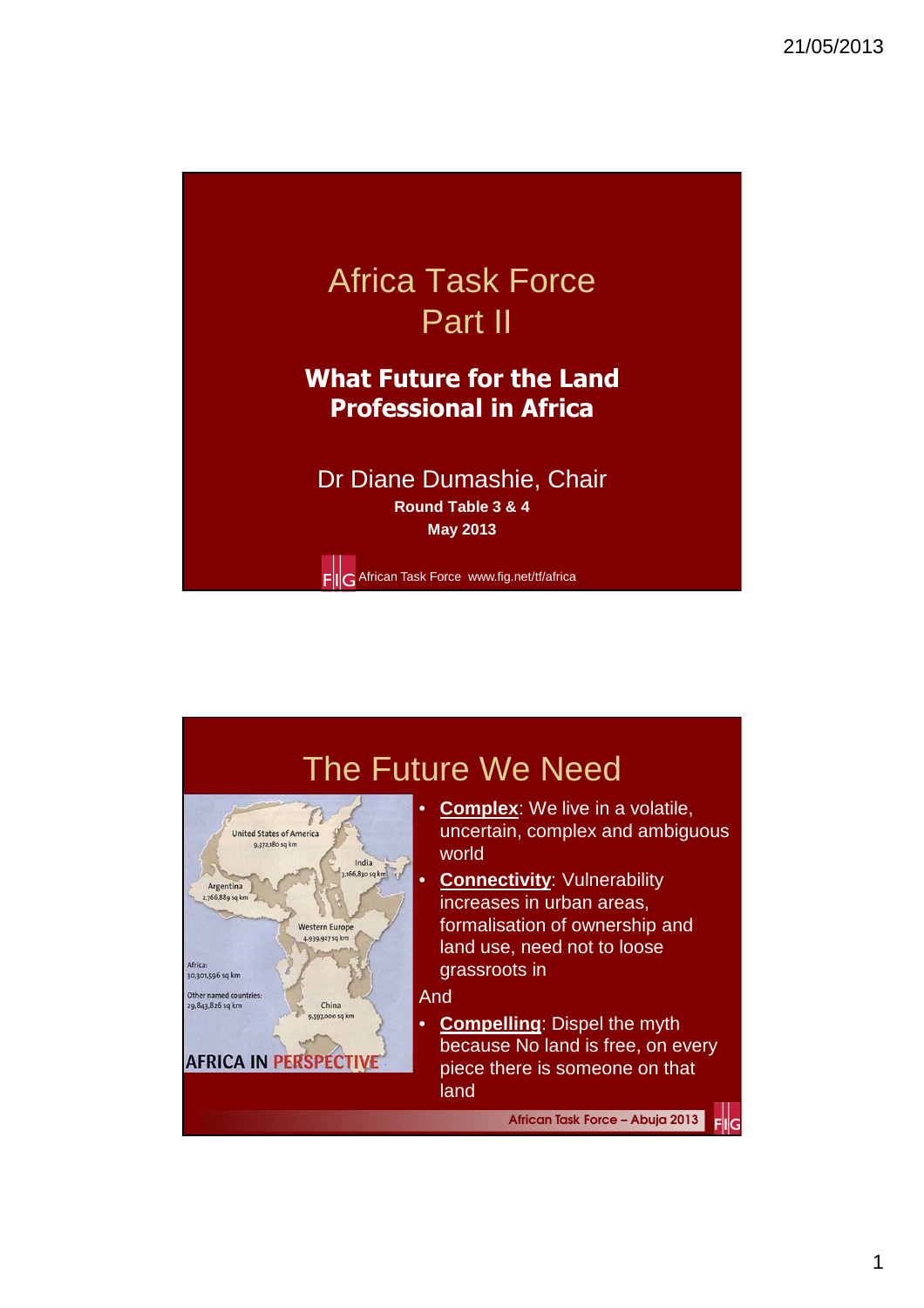# Africa Task Force
# Part II

**What Future for the Land Professional in Africa**

Dr Diane Dumashie, Chair

**Round Table 3 & 4**

**May 2013**

FIG African Task Force www.fig.net/tf/africa

## The Future We Need

United States of America 9,372,180 sq km

India 3,166,830 sq km

Argentina 2,766,889 sq km

Western Europe 4,939,927 sq km

Africa: 30,301,596 sq km

Other named countries: 29,843,826 sq km

China 9,597,000 sq km

AFRICA IN PERSPECTIVE

- **Complex**: We live in a volatile, uncertain, complex and ambiguous world
- **Connectivity**: Vulnerability increases in urban areas, formalisation of ownership and land use, need not to loose grassroots in

And

- **Compelling**: Dispel the myth because No land is free, on every piece there is someone on that land

African Task Force – Abuja 2013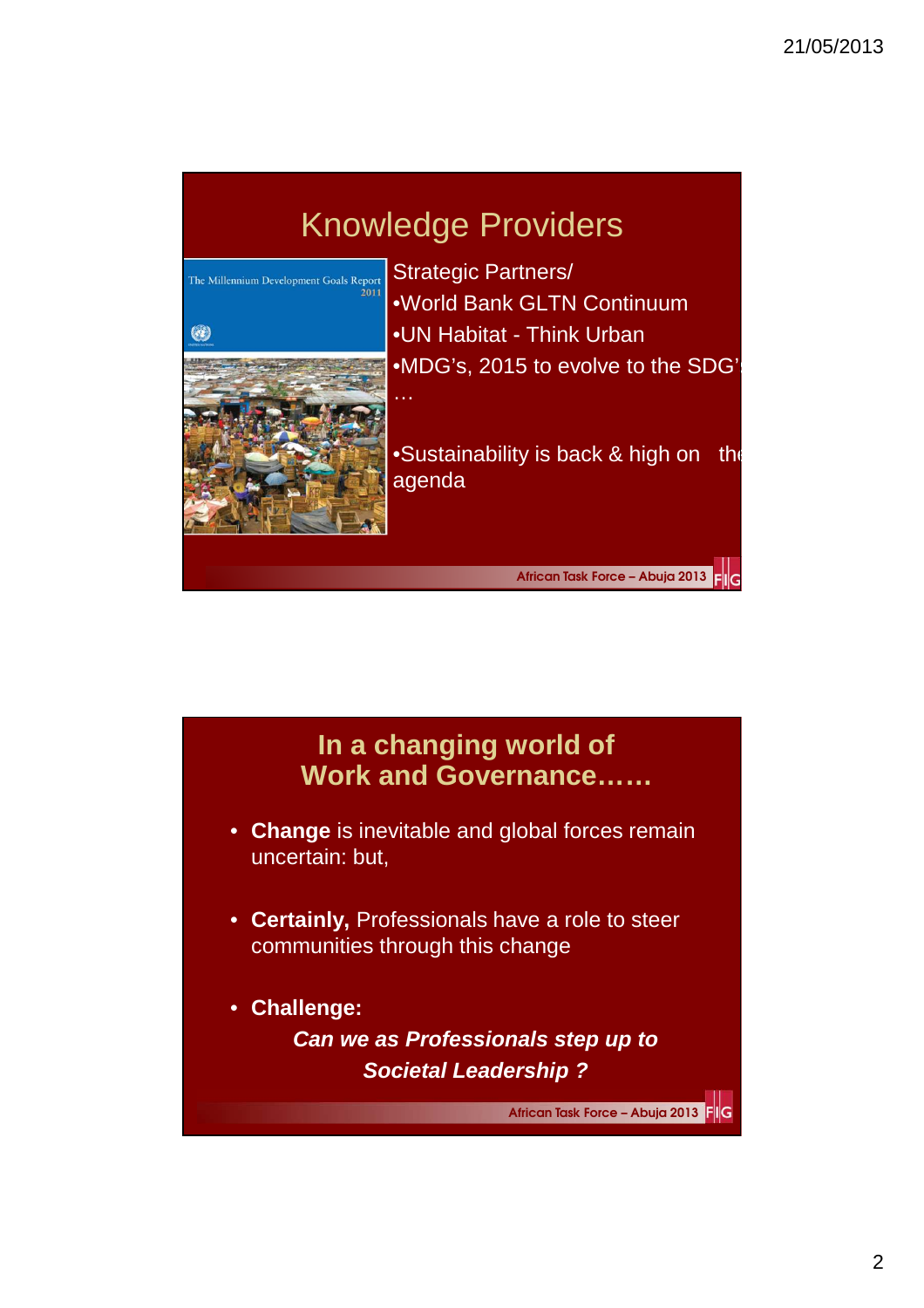## Knowledge Providers

Strategic Partners/

- World Bank GLTN Continuum
- UN Habitat - Think Urban
- MDG's, 2015 to evolve to the SDG'…

- Sustainability is back & high on the agenda

## In a changing world of Work and Governance……

- **Change** is inevitable and global forces remain uncertain: but,
- **Certainly,** Professionals have a role to steer communities through this change
- **Challenge:**

  ***Can we as Professionals step up to Societal Leadership ?***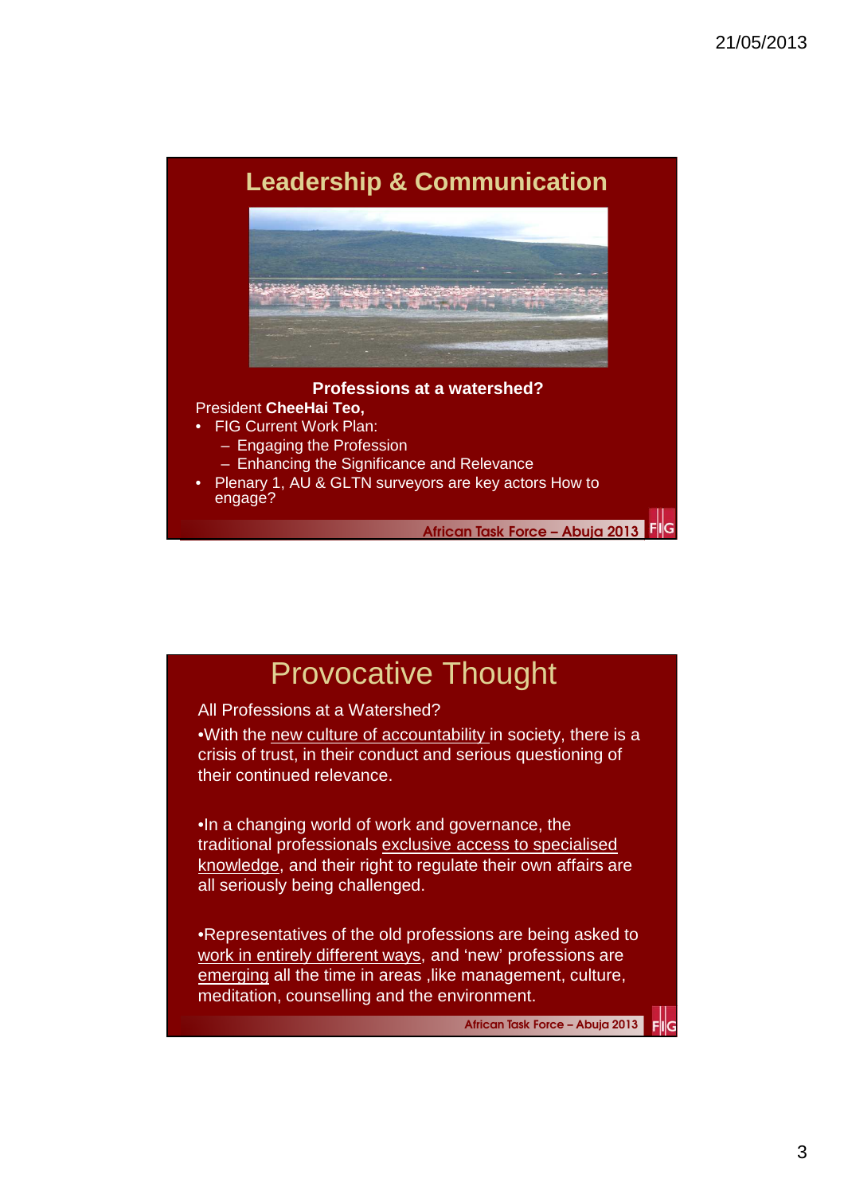## Leadership & Communication

**Professions at a watershed?**

President **CheeHai Teo,**

- FIG Current Work Plan:
  - Engaging the Profession
  - Enhancing the Significance and Relevance
- Plenary 1, AU & GLTN surveyors are key actors How to engage?

African Task Force – Abuja 2013

## Provocative Thought

All Professions at a Watershed?

•With the new culture of accountability in society, there is a crisis of trust, in their conduct and serious questioning of their continued relevance.

•In a changing world of work and governance, the traditional professionals exclusive access to specialised knowledge, and their right to regulate their own affairs are all seriously being challenged.

•Representatives of the old professions are being asked to work in entirely different ways, and 'new' professions are emerging all the time in areas ,like management, culture, meditation, counselling and the environment.

African Task Force – Abuja 2013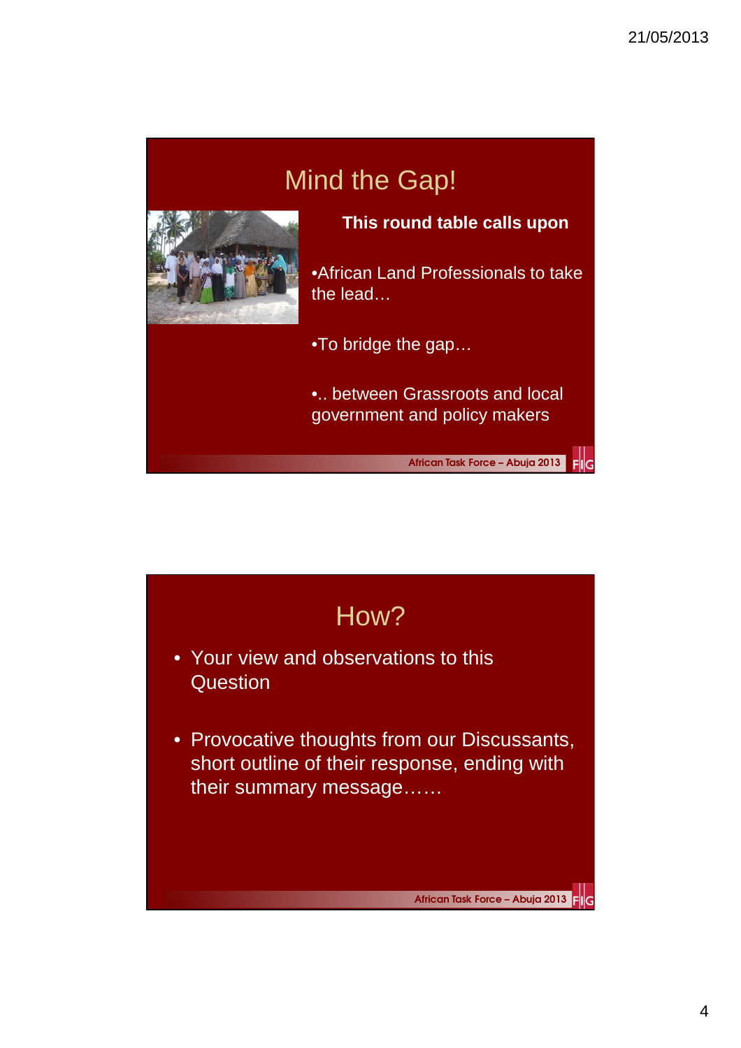## Mind the Gap!

**This round table calls upon**

- African Land Professionals to take the lead…
- To bridge the gap…
- .. between Grassroots and local government and policy makers

African Task Force – Abuja 2013

## How?

- Your view and observations to this Question
- Provocative thoughts from our Discussants, short outline of their response, ending with their summary message……

African Task Force – Abuja 2013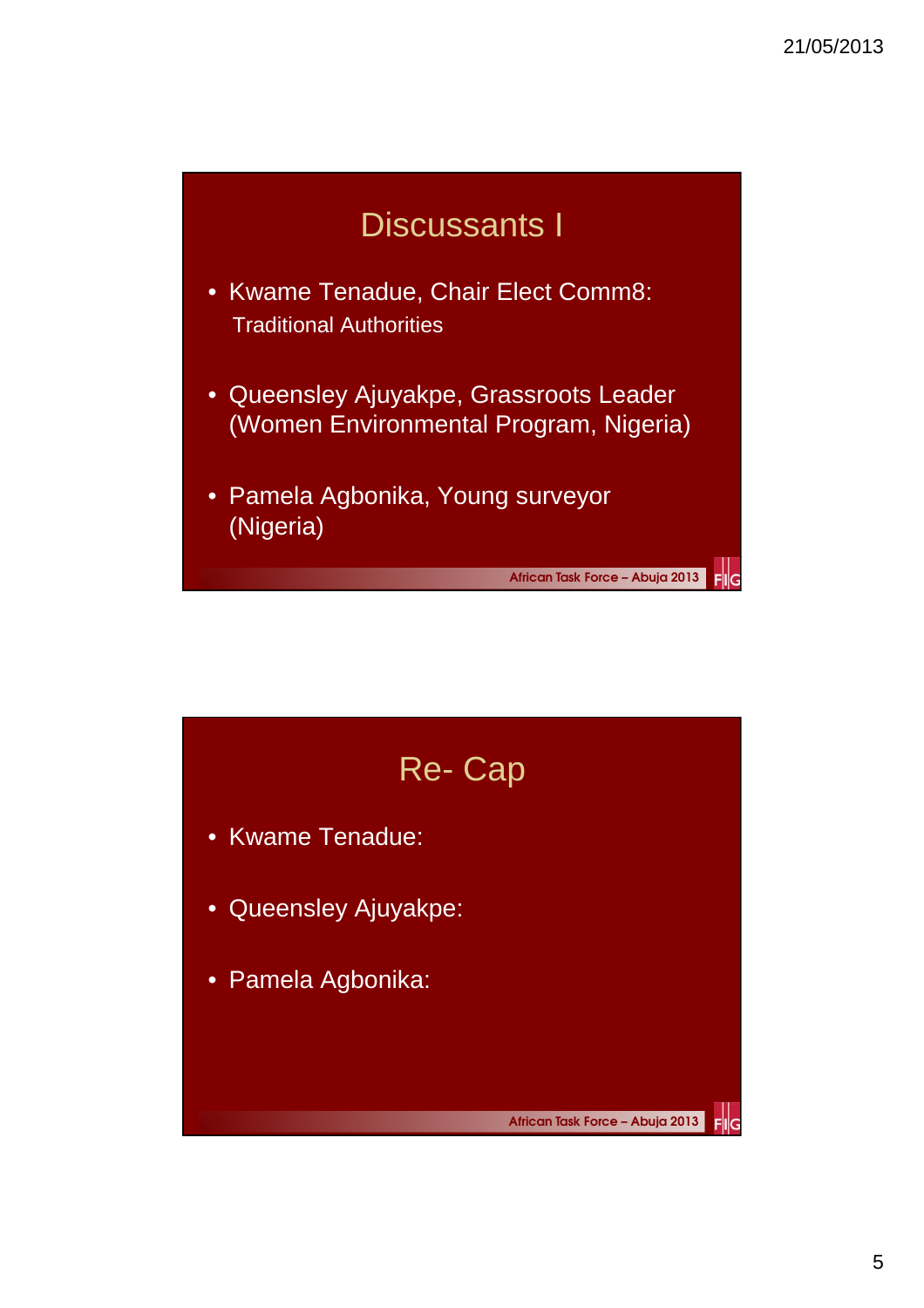## Discussants I

- Kwame Tenadue, Chair Elect Comm8: Traditional Authorities
- Queensley Ajuyakpe, Grassroots Leader (Women Environmental Program, Nigeria)
- Pamela Agbonika, Young surveyor (Nigeria)

African Task Force – Abuja 2013

## Re- Cap

- Kwame Tenadue:
- Queensley Ajuyakpe:
- Pamela Agbonika:

African Task Force – Abuja 2013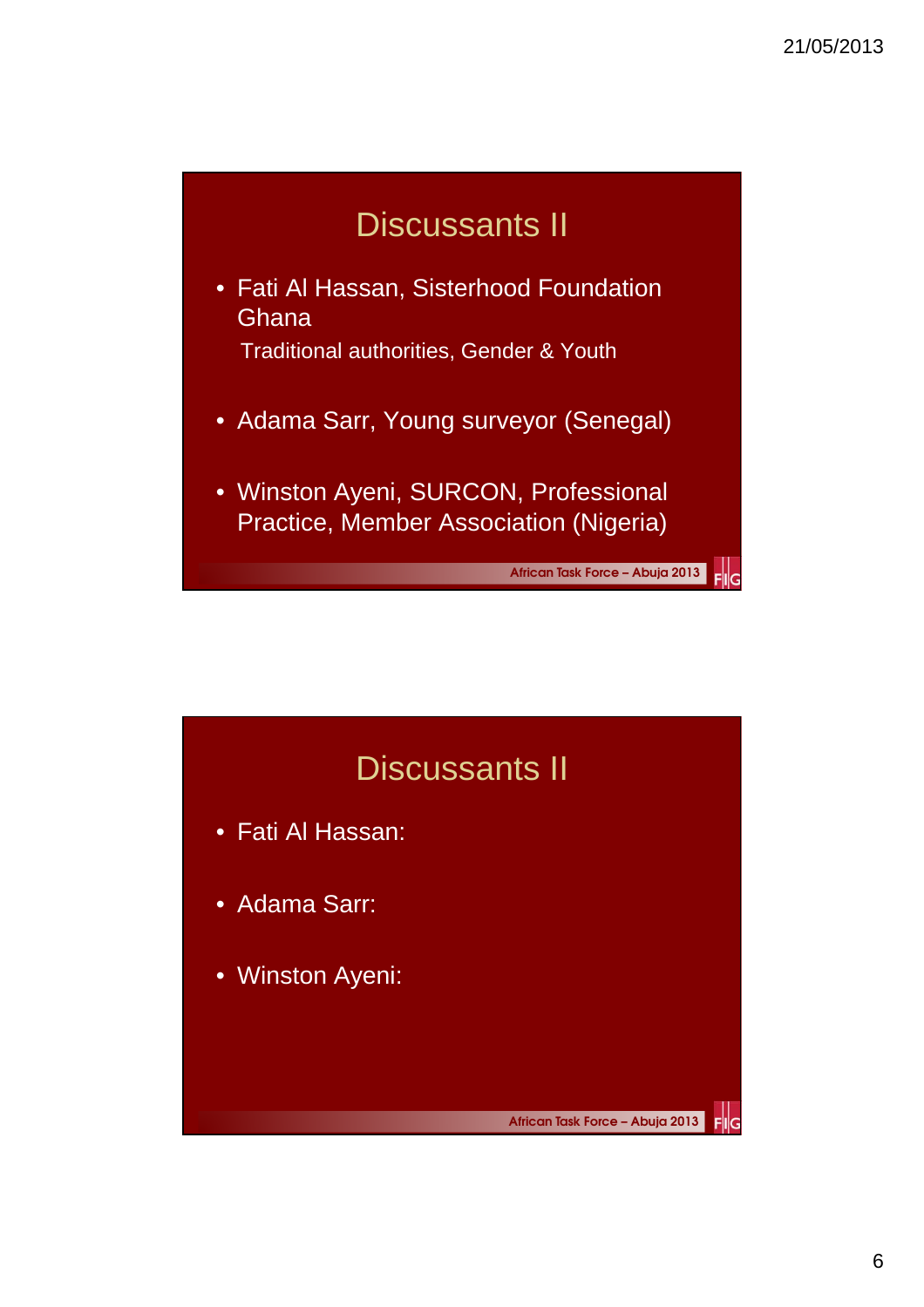## Discussants II

- Fati Al Hassan, Sisterhood Foundation Ghana
  Traditional authorities, Gender & Youth
- Adama Sarr, Young surveyor (Senegal)
- Winston Ayeni, SURCON, Professional Practice, Member Association (Nigeria)

African Task Force – Abuja 2013

## Discussants II

- Fati Al Hassan:
- Adama Sarr:
- Winston Ayeni:

African Task Force – Abuja 2013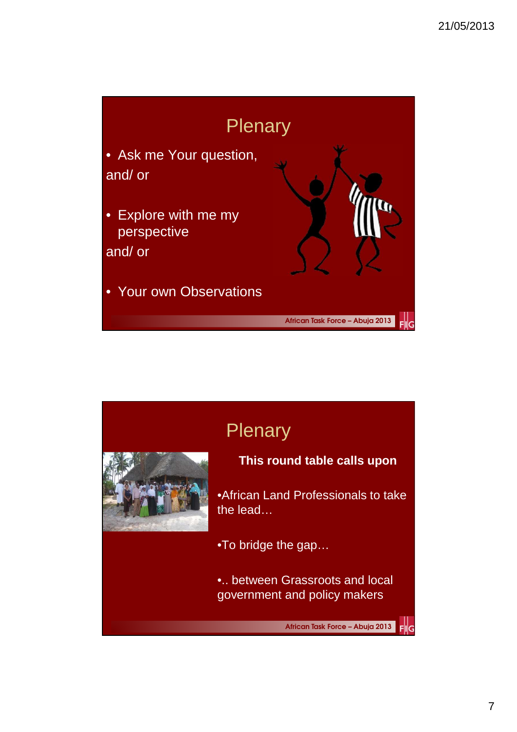## Plenary

- Ask me Your question,

and/ or

- Explore with me my perspective

and/ or

- Your own Observations

African Task Force – Abuja 2013

## Plenary

**This round table calls upon**

•African Land Professionals to take the lead…

•To bridge the gap…

•.. between Grassroots and local government and policy makers

African Task Force – Abuja 2013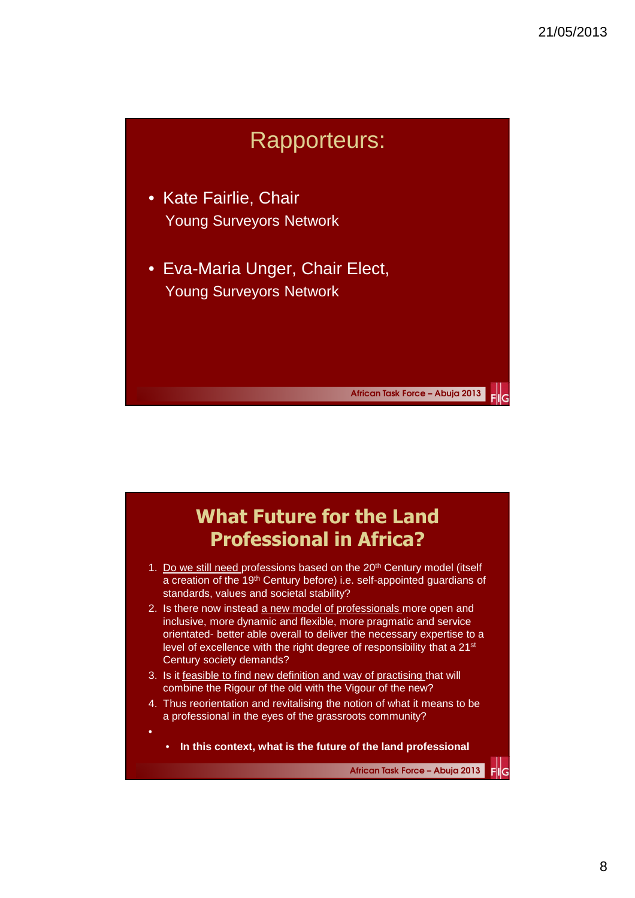## Rapporteurs:

- Kate Fairlie, Chair
  Young Surveyors Network
- Eva-Maria Unger, Chair Elect,
  Young Surveyors Network

African Task Force – Abuja 2013

## What Future for the Land Professional in Africa?

1. Do we still need professions based on the 20th Century model (itself a creation of the 19th Century before) i.e. self-appointed guardians of standards, values and societal stability?
2. Is there now instead a new model of professionals more open and inclusive, more dynamic and flexible, more pragmatic and service orientated- better able overall to deliver the necessary expertise to a level of excellence with the right degree of responsibility that a 21st Century society demands?
3. Is it feasible to find new definition and way of practising that will combine the Rigour of the old with the Vigour of the new?
4. Thus reorientation and revitalising the notion of what it means to be a professional in the eyes of the grassroots community?

- 
  - **In this context, what is the future of the land professional**

African Task Force – Abuja 2013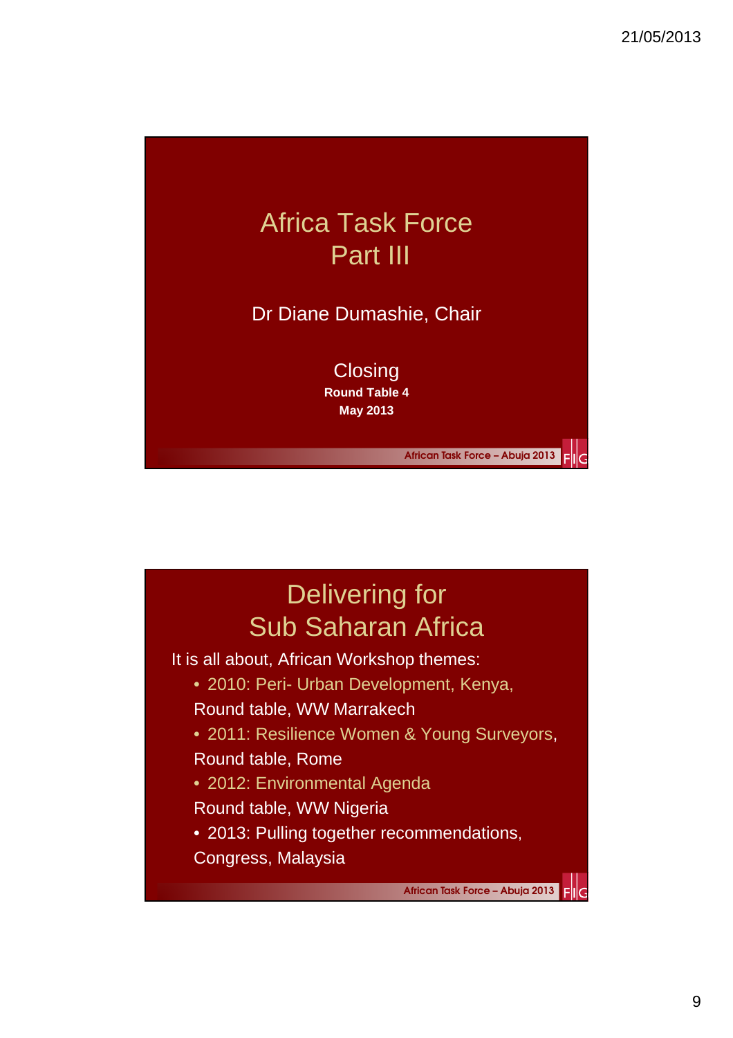# Africa Task Force
# Part III

Dr Diane Dumashie, Chair

Closing

**Round Table 4**

**May 2013**

African Task Force – Abuja 2013

# Delivering for Sub Saharan Africa

It is all about, African Workshop themes:

- 2010: Peri- Urban Development, Kenya,
  Round table, WW Marrakech
- 2011: Resilience Women & Young Surveyors,
  Round table, Rome
- 2012: Environmental Agenda
  Round table, WW Nigeria
- 2013: Pulling together recommendations,
  Congress, Malaysia

African Task Force – Abuja 2013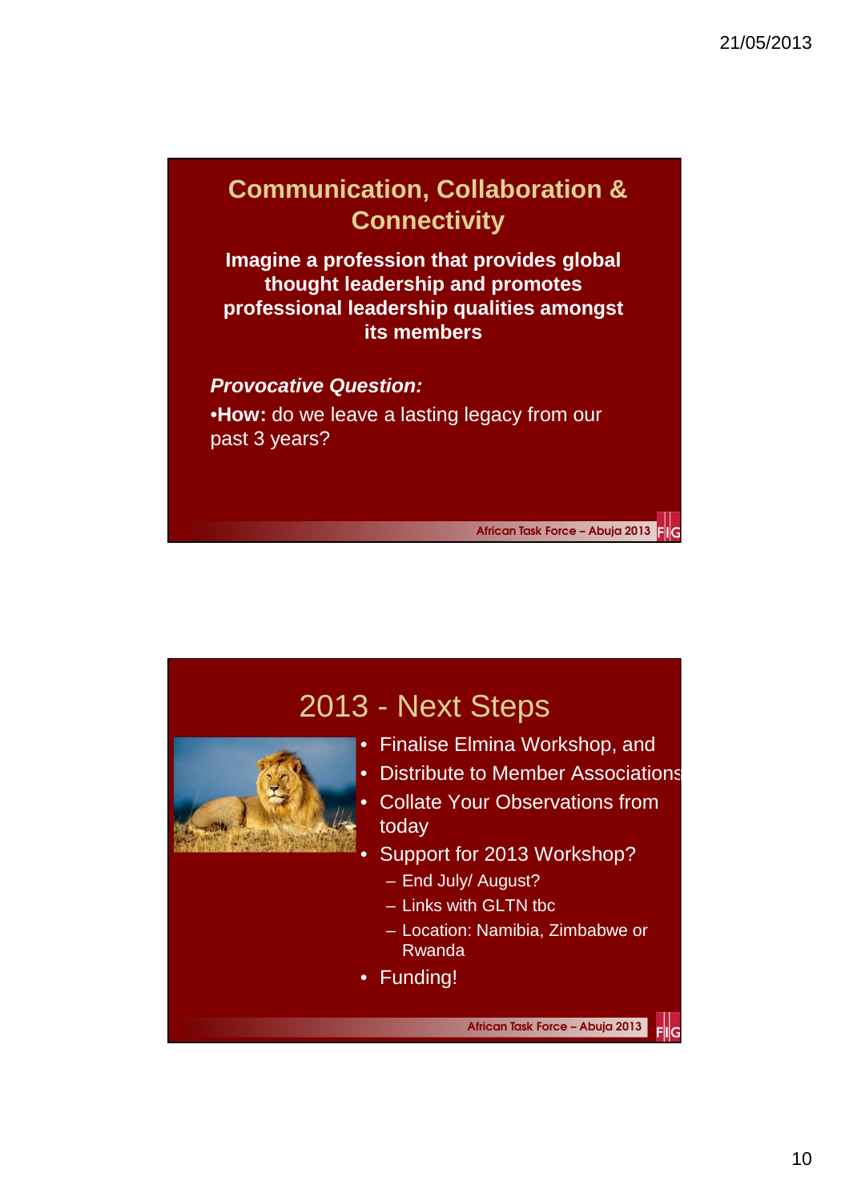## Communication, Collaboration & Connectivity

**Imagine a profession that provides global thought leadership and promotes professional leadership qualities amongst its members**

***Provocative Question:***

- **How:** do we leave a lasting legacy from our past 3 years?

African Task Force – Abuja 2013

## 2013 - Next Steps

- Finalise Elmina Workshop, and
- Distribute to Member Associations
- Collate Your Observations from today
- Support for 2013 Workshop?
  - End July/ August?
  - Links with GLTN tbc
  - Location: Namibia, Zimbabwe or Rwanda
- Funding!

African Task Force – Abuja 2013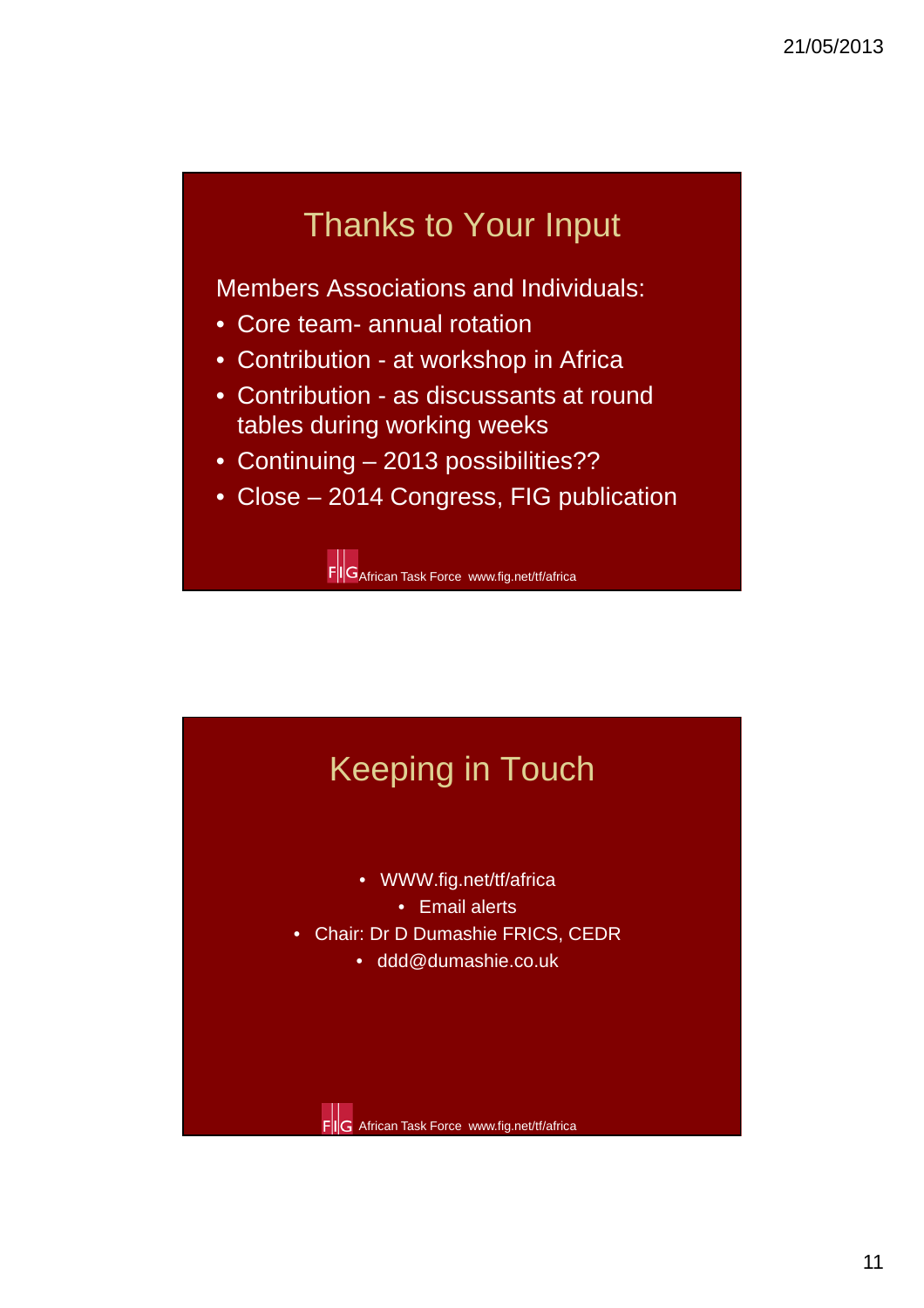## Thanks to Your Input

Members Associations and Individuals:

- Core team- annual rotation
- Contribution - at workshop in Africa
- Contribution - as discussants at round tables during working weeks
- Continuing – 2013 possibilities??
- Close – 2014 Congress, FIG publication

FIG African Task Force www.fig.net/tf/africa

## Keeping in Touch

- WWW.fig.net/tf/africa
  - Email alerts
- Chair: Dr D Dumashie FRICS, CEDR
  - ddd@dumashie.co.uk

FIG African Task Force www.fig.net/tf/africa